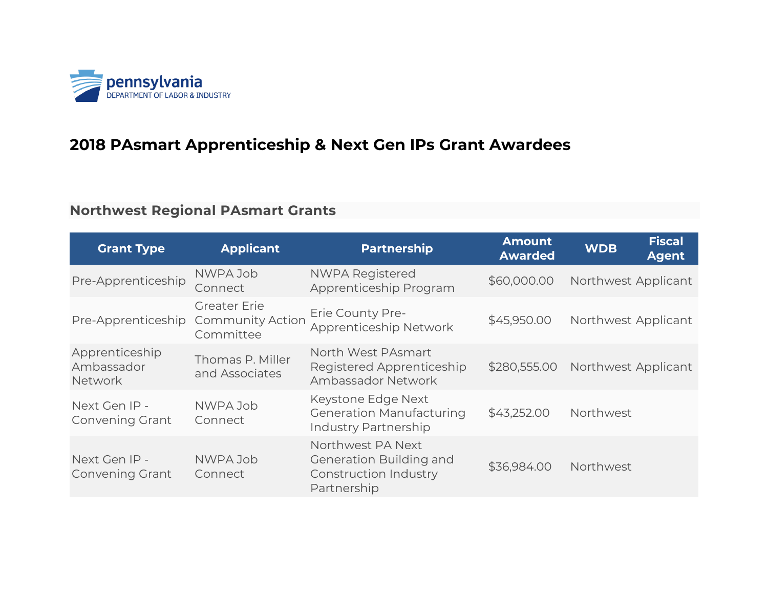# 2018 PAsmart Apprenticeship & Next Gen IPs Grant Awardees

## Northwest Regional PAsmart Grants

| Grant Type | Applicant | Partnership | Amount Awarded | WDB | Fiscal Agent |
|---|---|---|---|---|---|
| Pre-Apprenticeship | NWPA Job Connect | NWPA Registered Apprenticeship Program | $60,000.00 | Northwest | Applicant |
| Pre-Apprenticeship | Greater Erie Community Action Committee | Erie County Pre-Apprenticeship Network | $45,950.00 | Northwest | Applicant |
| Apprenticeship Ambassador Network | Thomas P. Miller and Associates | North West PAsmart Registered Apprenticeship Ambassador Network | $280,555.00 | Northwest | Applicant |
| Next Gen IP - Convening Grant | NWPA Job Connect | Keystone Edge Next Generation Manufacturing Industry Partnership | $43,252.00 | Northwest | |
| Next Gen IP - Convening Grant | NWPA Job Connect | Northwest PA Next Generation Building and Construction Industry Partnership | $36,984.00 | Northwest | |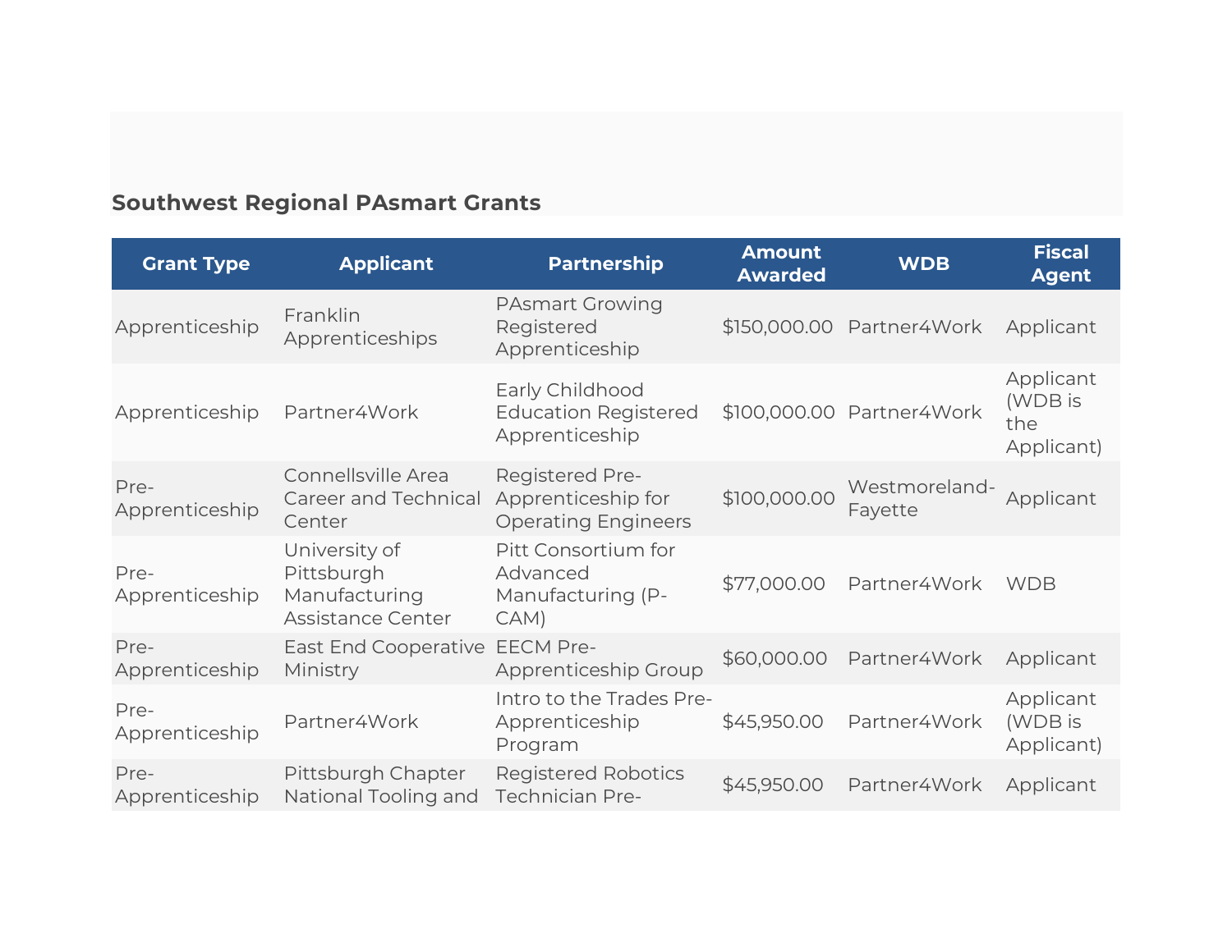## Southwest Regional PAsmart Grants

| Grant Type | Applicant | Partnership | Amount Awarded | WDB | Fiscal Agent |
|---|---|---|---|---|---|
| Apprenticeship | Franklin Apprenticeships | PAsmart Growing Registered Apprenticeship | $150,000.00 | Partner4Work | Applicant |
| Apprenticeship | Partner4Work | Early Childhood Education Registered Apprenticeship | $100,000.00 | Partner4Work | Applicant (WDB is the Applicant) |
| Pre-Apprenticeship | Connellsville Area Career and Technical Center | Registered Pre-Apprenticeship for Operating Engineers | $100,000.00 | Westmoreland-Fayette | Applicant |
| Pre-Apprenticeship | University of Pittsburgh Manufacturing Assistance Center | Pitt Consortium for Advanced Manufacturing (P-CAM) | $77,000.00 | Partner4Work | WDB |
| Pre-Apprenticeship | East End Cooperative Ministry | EECM Pre-Apprenticeship Group | $60,000.00 | Partner4Work | Applicant |
| Pre-Apprenticeship | Partner4Work | Intro to the Trades Pre-Apprenticeship Program | $45,950.00 | Partner4Work | Applicant (WDB is Applicant) |
| Pre-Apprenticeship | Pittsburgh Chapter National Tooling and | Registered Robotics Technician Pre- | $45,950.00 | Partner4Work | Applicant |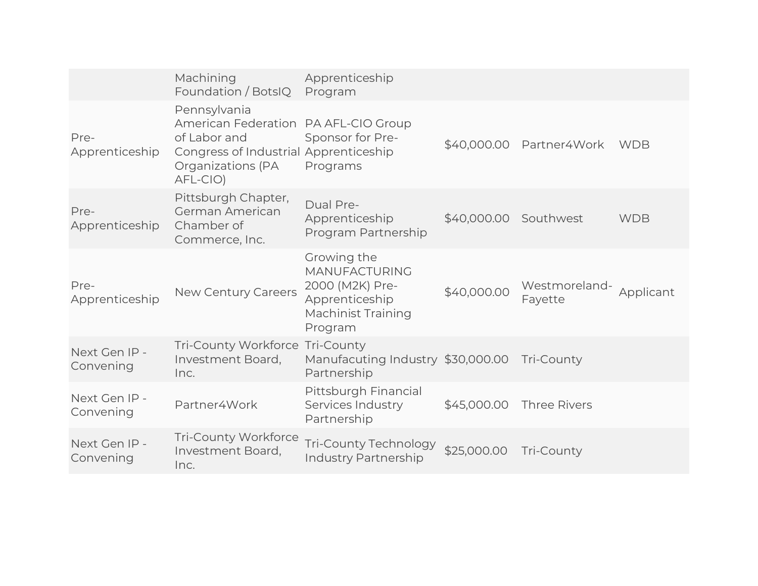| | | | | | |
|---|---|---|---|---|---|
| | Machining Foundation / BotsIQ | Apprenticeship Program | | | |
| Pre-Apprenticeship | Pennsylvania American Federation of Labor and Congress of Industrial Organizations (PA AFL-CIO) | PA AFL-CIO Group Sponsor for Pre-Apprenticeship Programs | $40,000.00 | Partner4Work | WDB |
| Pre-Apprenticeship | Pittsburgh Chapter, German American Chamber of Commerce, Inc. | Dual Pre-Apprenticeship Program Partnership | $40,000.00 | Southwest | WDB |
| Pre-Apprenticeship | New Century Careers | Growing the MANUFACTURING 2000 (M2K) Pre-Apprenticeship Machinist Training Program | $40,000.00 | Westmoreland-Fayette | Applicant |
| Next Gen IP - Convening | Tri-County Workforce Investment Board, Inc. | Tri-County Manufacuting Industry Partnership | $30,000.00 | Tri-County | |
| Next Gen IP - Convening | Partner4Work | Pittsburgh Financial Services Industry Partnership | $45,000.00 | Three Rivers | |
| Next Gen IP - Convening | Tri-County Workforce Investment Board, Inc. | Tri-County Technology Industry Partnership | $25,000.00 | Tri-County | |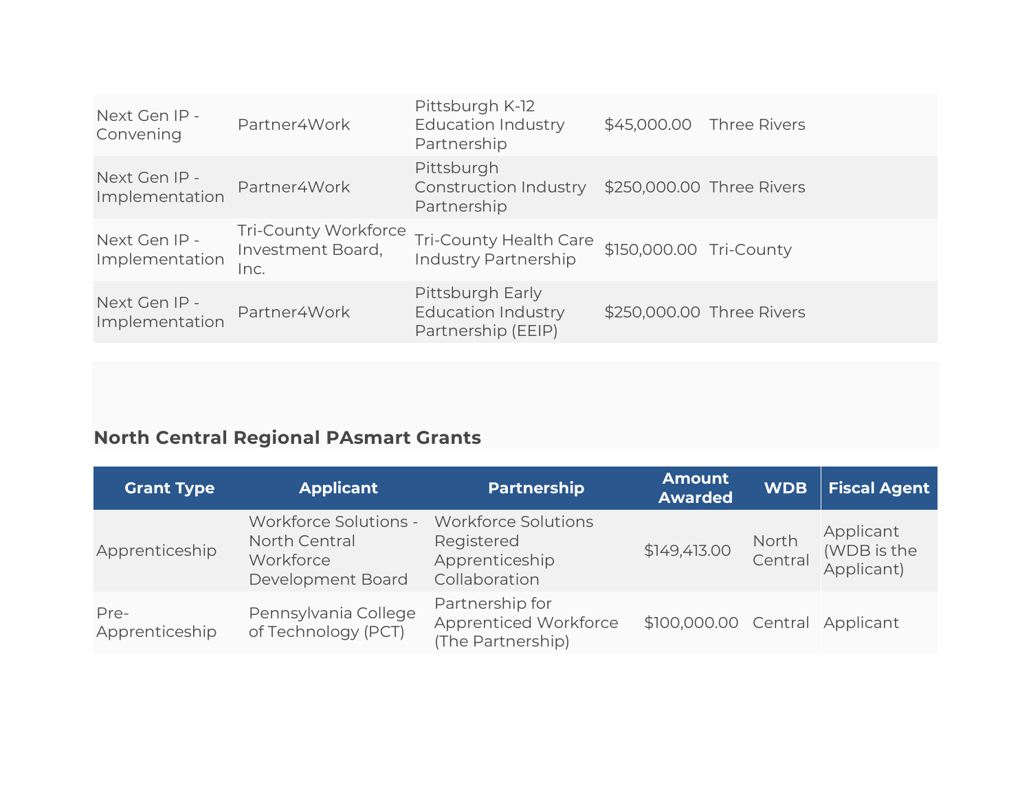| | | | | |
|---|---|---|---|---|
| Next Gen IP - Convening | Partner4Work | Pittsburgh K-12 Education Industry Partnership | $45,000.00 | Three Rivers |
| Next Gen IP - Implementation | Partner4Work | Pittsburgh Construction Industry Partnership | $250,000.00 | Three Rivers |
| Next Gen IP - Implementation | Tri-County Workforce Investment Board, Inc. | Tri-County Health Care Industry Partnership | $150,000.00 | Tri-County |
| Next Gen IP - Implementation | Partner4Work | Pittsburgh Early Education Industry Partnership (EEIP) | $250,000.00 | Three Rivers |

### North Central Regional PAsmart Grants

| Grant Type | Applicant | Partnership | Amount Awarded | WDB | Fiscal Agent |
|---|---|---|---|---|---|
| Apprenticeship | Workforce Solutions - North Central Workforce Development Board | Workforce Solutions Registered Apprenticeship Collaboration | $149,413.00 | North Central | Applicant (WDB is the Applicant) |
| Pre-Apprenticeship | Pennsylvania College of Technology (PCT) | Partnership for Apprenticed Workforce (The Partnership) | $100,000.00 | Central | Applicant |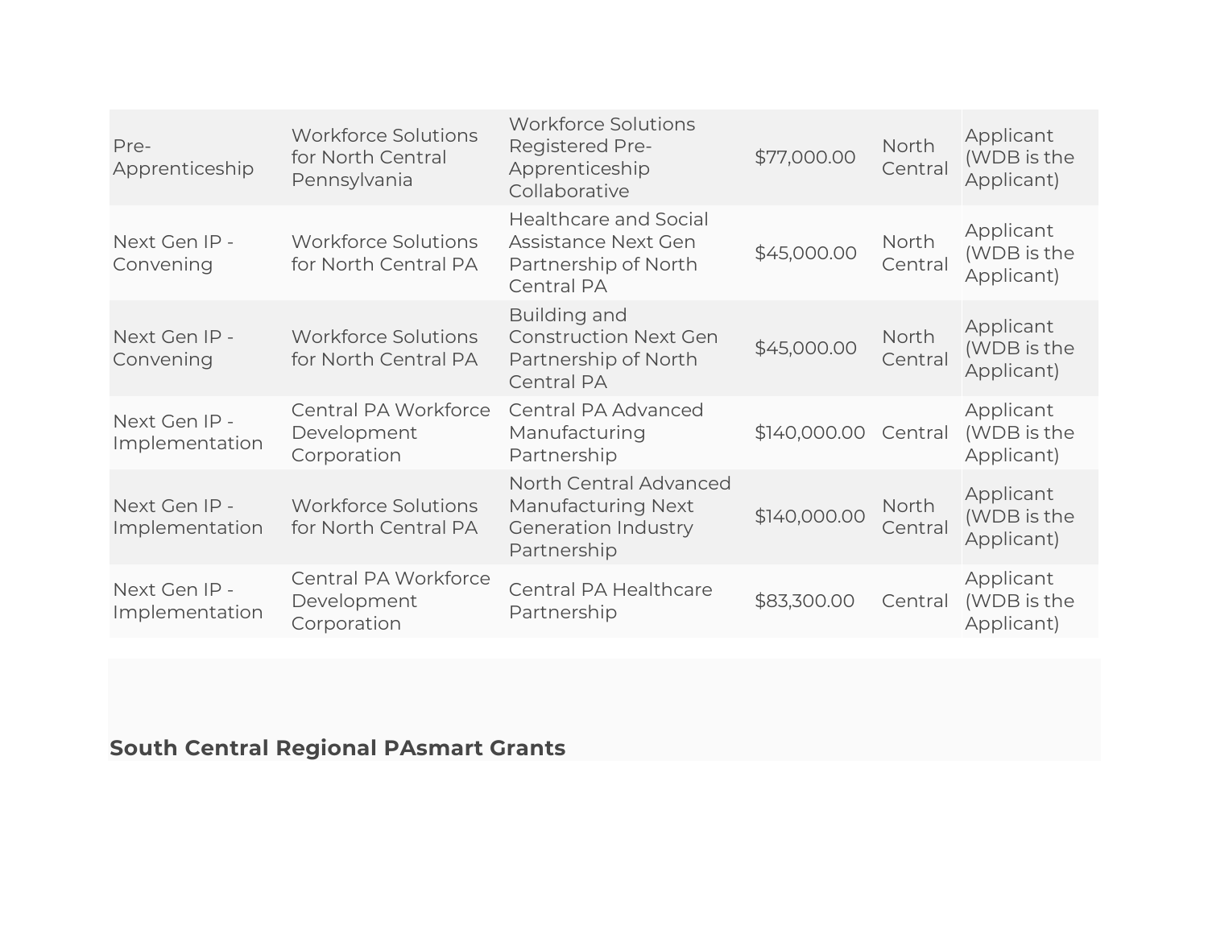| | | | | | |
|---|---|---|---|---|---|
| Pre-Apprenticeship | Workforce Solutions for North Central Pennsylvania | Workforce Solutions Registered Pre-Apprenticeship Collaborative | $77,000.00 | North Central | Applicant (WDB is the Applicant) |
| Next Gen IP - Convening | Workforce Solutions for North Central PA | Healthcare and Social Assistance Next Gen Partnership of North Central PA | $45,000.00 | North Central | Applicant (WDB is the Applicant) |
| Next Gen IP - Convening | Workforce Solutions for North Central PA | Building and Construction Next Gen Partnership of North Central PA | $45,000.00 | North Central | Applicant (WDB is the Applicant) |
| Next Gen IP - Implementation | Central PA Workforce Development Corporation | Central PA Advanced Manufacturing Partnership | $140,000.00 | Central | Applicant (WDB is the Applicant) |
| Next Gen IP - Implementation | Workforce Solutions for North Central PA | North Central Advanced Manufacturing Next Generation Industry Partnership | $140,000.00 | North Central | Applicant (WDB is the Applicant) |
| Next Gen IP - Implementation | Central PA Workforce Development Corporation | Central PA Healthcare Partnership | $83,300.00 | Central | Applicant (WDB is the Applicant) |

### South Central Regional PAsmart Grants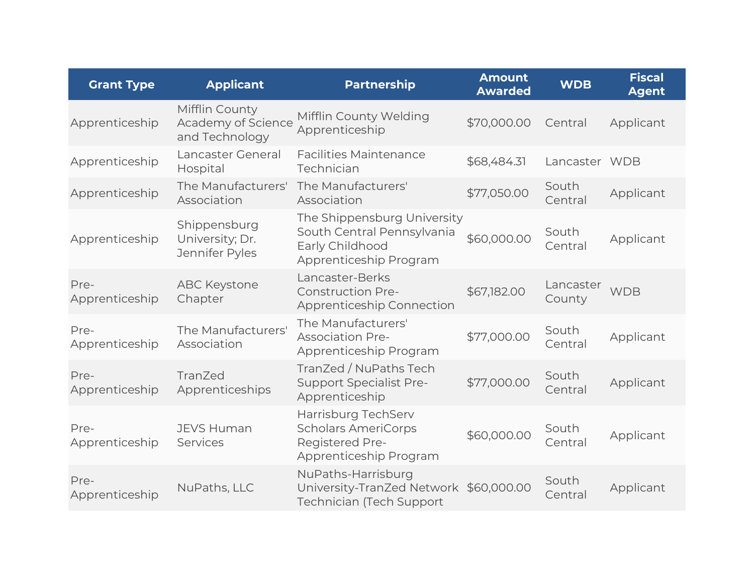| Grant Type | Applicant | Partnership | Amount Awarded | WDB | Fiscal Agent |
| --- | --- | --- | --- | --- | --- |
| Apprenticeship | Mifflin County Academy of Science and Technology | Mifflin County Welding Apprenticeship | $70,000.00 | Central | Applicant |
| Apprenticeship | Lancaster General Hospital | Facilities Maintenance Technician | $68,484.31 | Lancaster | WDB |
| Apprenticeship | The Manufacturers' Association | The Manufacturers' Association | $77,050.00 | South Central | Applicant |
| Apprenticeship | Shippensburg University; Dr. Jennifer Pyles | The Shippensburg University South Central Pennsylvania Early Childhood Apprenticeship Program | $60,000.00 | South Central | Applicant |
| Pre-Apprenticeship | ABC Keystone Chapter | Lancaster-Berks Construction Pre-Apprenticeship Connection | $67,182.00 | Lancaster County | WDB |
| Pre-Apprenticeship | The Manufacturers' Association | The Manufacturers' Association Pre-Apprenticeship Program | $77,000.00 | South Central | Applicant |
| Pre-Apprenticeship | TranZed Apprenticeships | TranZed / NuPaths Tech Support Specialist Pre-Apprenticeship | $77,000.00 | South Central | Applicant |
| Pre-Apprenticeship | JEVS Human Services | Harrisburg TechServ Scholars AmeriCorps Registered Pre-Apprenticeship Program | $60,000.00 | South Central | Applicant |
| Pre-Apprenticeship | NuPaths, LLC | NuPaths-Harrisburg University-TranZed Network Technician (Tech Support | $60,000.00 | South Central | Applicant |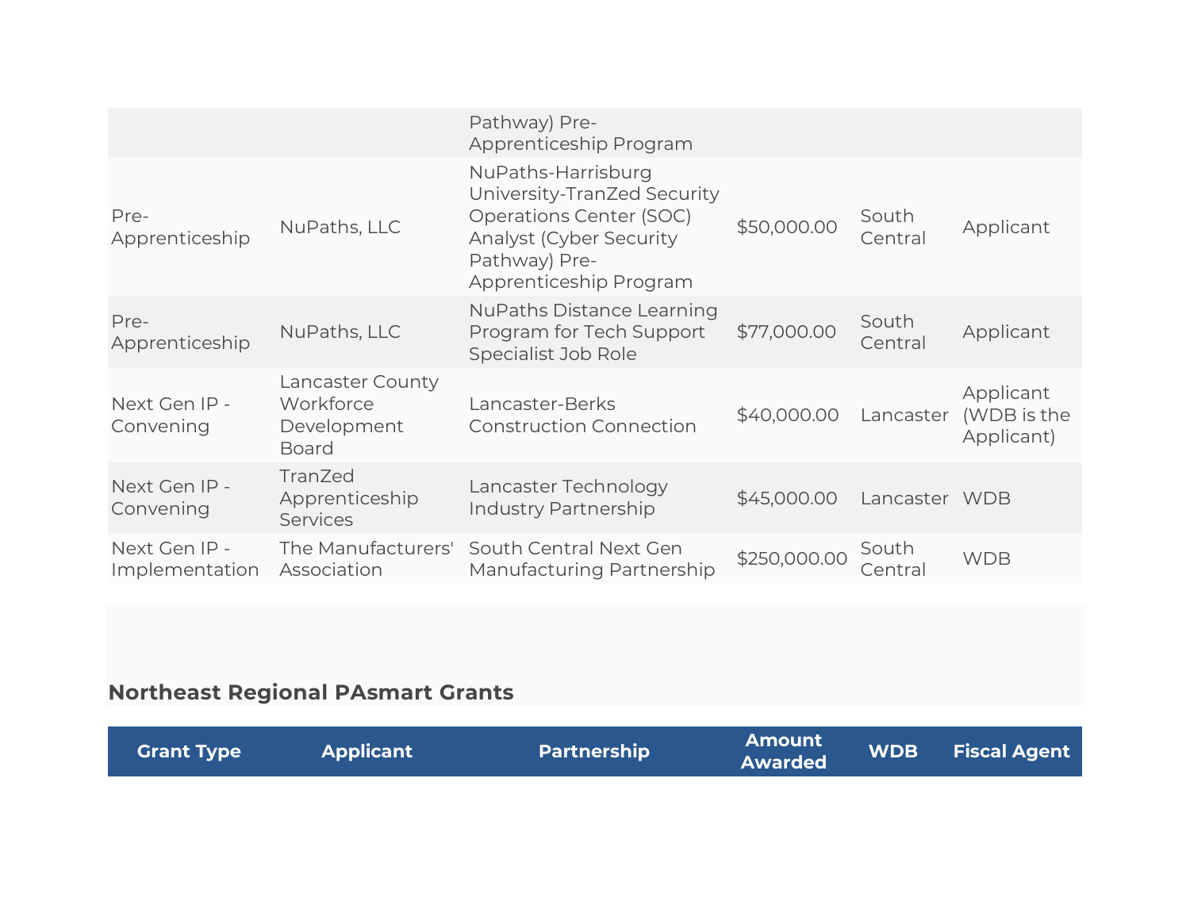| | | Pathway) Pre-Apprenticeship Program | | | |
|---|---|---|---|---|---|
| Pre-Apprenticeship | NuPaths, LLC | NuPaths-Harrisburg University-TranZed Security Operations Center (SOC) Analyst (Cyber Security Pathway) Pre-Apprenticeship Program | $50,000.00 | South Central | Applicant |
| Pre-Apprenticeship | NuPaths, LLC | NuPaths Distance Learning Program for Tech Support Specialist Job Role | $77,000.00 | South Central | Applicant |
| Next Gen IP - Convening | Lancaster County Workforce Development Board | Lancaster-Berks Construction Connection | $40,000.00 | Lancaster | Applicant (WDB is the Applicant) |
| Next Gen IP - Convening | TranZed Apprenticeship Services | Lancaster Technology Industry Partnership | $45,000.00 | Lancaster | WDB |
| Next Gen IP - Implementation | The Manufacturers' Association | South Central Next Gen Manufacturing Partnership | $250,000.00 | South Central | WDB |

## Northeast Regional PAsmart Grants

| Grant Type | Applicant | Partnership | Amount Awarded | WDB | Fiscal Agent |
|---|---|---|---|---|---|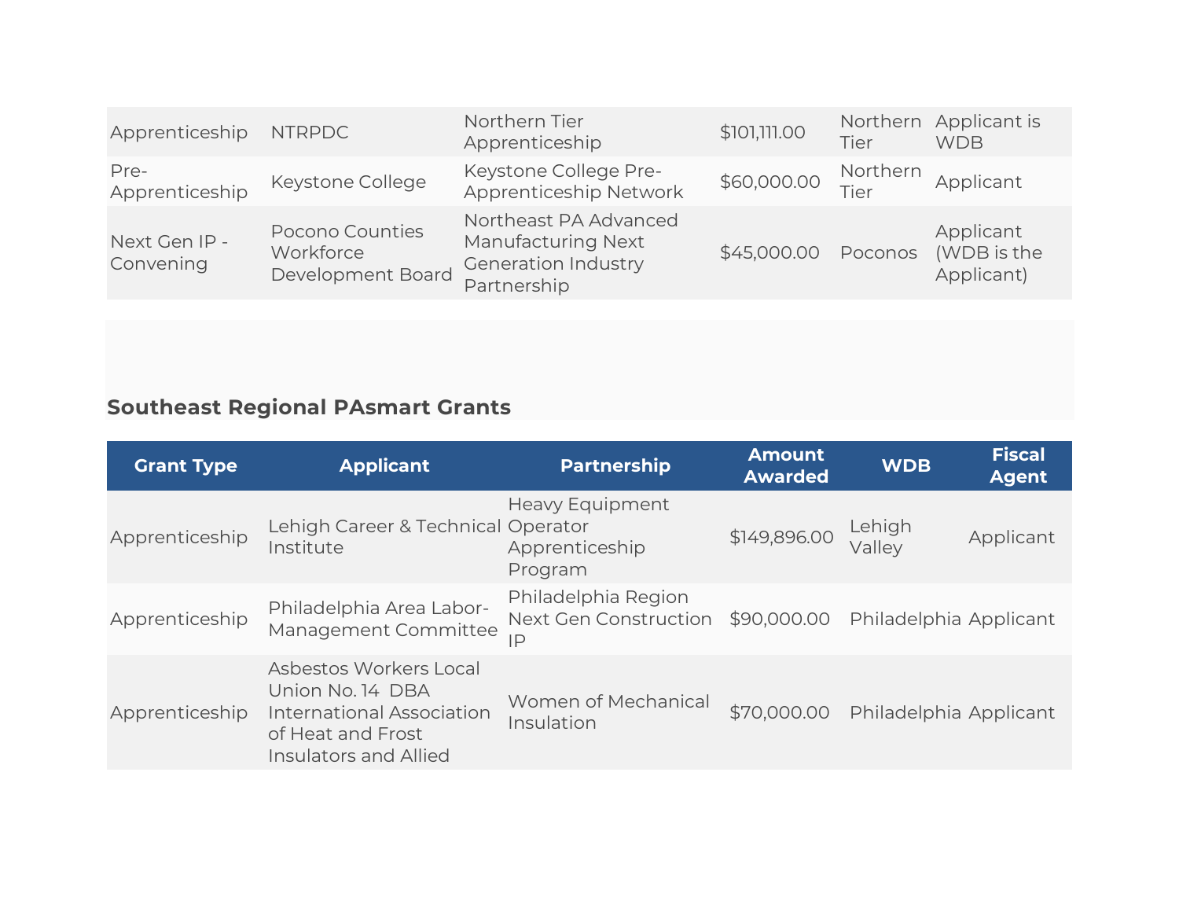| | | | | | |
|---|---|---|---|---|---|
| Apprenticeship | NTRPDC | Northern Tier Apprenticeship | $101,111.00 | Northern Tier | Applicant is WDB |
| Pre-Apprenticeship | Keystone College | Keystone College Pre-Apprenticeship Network | $60,000.00 | Northern Tier | Applicant |
| Next Gen IP - Convening | Pocono Counties Workforce Development Board | Northeast PA Advanced Manufacturing Next Generation Industry Partnership | $45,000.00 | Poconos | Applicant (WDB is the Applicant) |

### Southeast Regional PAsmart Grants

| Grant Type | Applicant | Partnership | Amount Awarded | WDB | Fiscal Agent |
|---|---|---|---|---|---|
| Apprenticeship | Lehigh Career & Technical Institute | Heavy Equipment Operator Apprenticeship Program | $149,896.00 | Lehigh Valley | Applicant |
| Apprenticeship | Philadelphia Area Labor-Management Committee | Philadelphia Region Next Gen Construction IP | $90,000.00 | Philadelphia | Applicant |
| Apprenticeship | Asbestos Workers Local Union No. 14 DBA International Association of Heat and Frost Insulators and Allied | Women of Mechanical Insulation | $70,000.00 | Philadelphia | Applicant |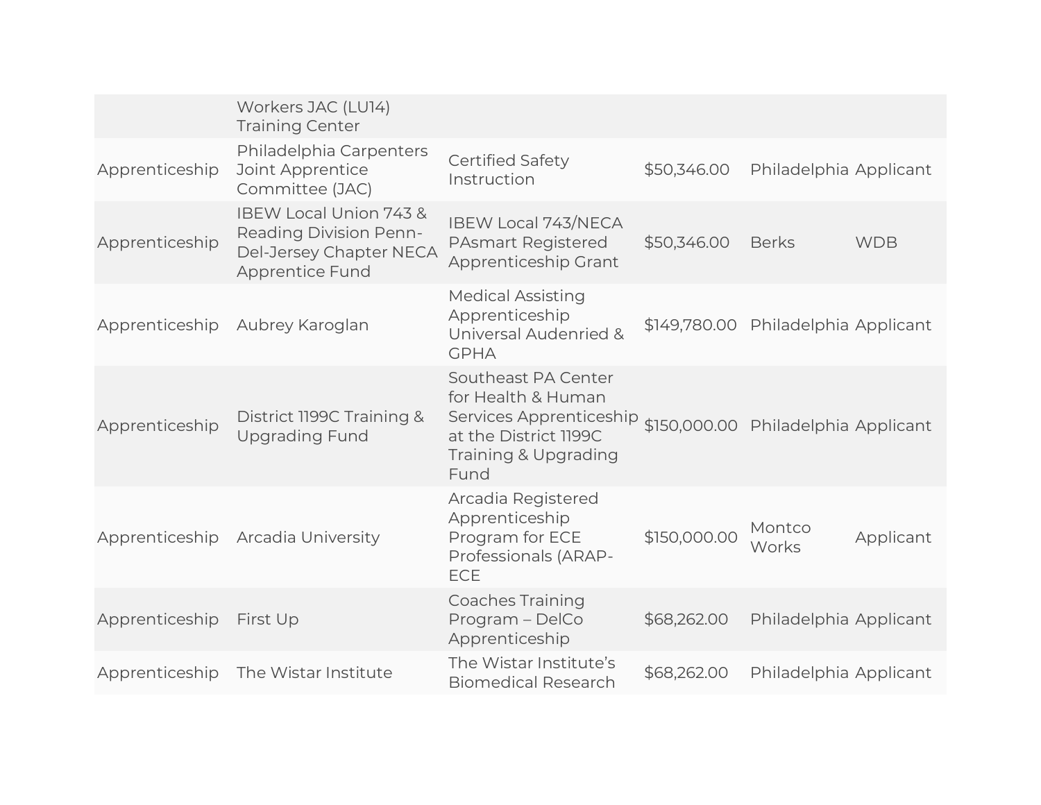| | | | | | |
|---|---|---|---|---|---|
| | Workers JAC (LU14) Training Center | | | | |
| Apprenticeship | Philadelphia Carpenters Joint Apprentice Committee (JAC) | Certified Safety Instruction | $50,346.00 | Philadelphia | Applicant |
| Apprenticeship | IBEW Local Union 743 & Reading Division Penn-Del-Jersey Chapter NECA Apprentice Fund | IBEW Local 743/NECA PAsmart Registered Apprenticeship Grant | $50,346.00 | Berks | WDB |
| Apprenticeship | Aubrey Karoglan | Medical Assisting Apprenticeship Universal Audenried & GPHA | $149,780.00 | Philadelphia | Applicant |
| Apprenticeship | District 1199C Training & Upgrading Fund | Southeast PA Center for Health & Human Services Apprenticeship at the District 1199C Training & Upgrading Fund | $150,000.00 | Philadelphia | Applicant |
| Apprenticeship | Arcadia University | Arcadia Registered Apprenticeship Program for ECE Professionals (ARAP-ECE | $150,000.00 | Montco Works | Applicant |
| Apprenticeship | First Up | Coaches Training Program – DelCo Apprenticeship | $68,262.00 | Philadelphia | Applicant |
| Apprenticeship | The Wistar Institute | The Wistar Institute's Biomedical Research | $68,262.00 | Philadelphia | Applicant |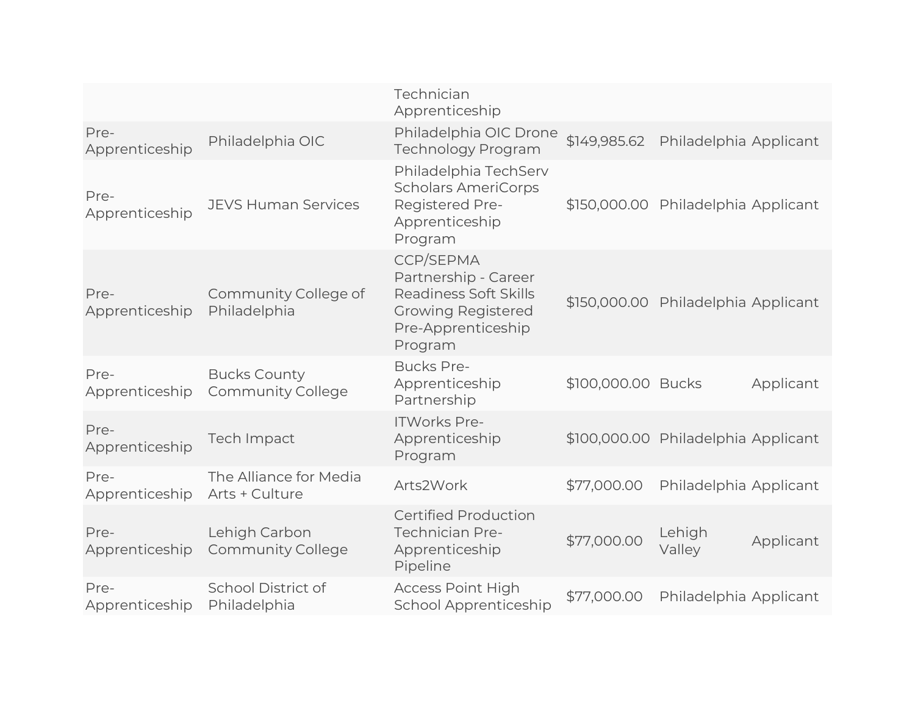| | | | | | |
|---|---|---|---|---|---|
| | | Technician Apprenticeship | | | |
| Pre-Apprenticeship | Philadelphia OIC | Philadelphia OIC Drone Technology Program | $149,985.62 | Philadelphia | Applicant |
| Pre-Apprenticeship | JEVS Human Services | Philadelphia TechServ Scholars AmeriCorps Registered Pre-Apprenticeship Program | $150,000.00 | Philadelphia | Applicant |
| Pre-Apprenticeship | Community College of Philadelphia | CCP/SEPMA Partnership - Career Readiness Soft Skills Growing Registered Pre-Apprenticeship Program | $150,000.00 | Philadelphia | Applicant |
| Pre-Apprenticeship | Bucks County Community College | Bucks Pre-Apprenticeship Partnership | $100,000.00 | Bucks | Applicant |
| Pre-Apprenticeship | Tech Impact | ITWorks Pre-Apprenticeship Program | $100,000.00 | Philadelphia | Applicant |
| Pre-Apprenticeship | The Alliance for Media Arts + Culture | Arts2Work | $77,000.00 | Philadelphia | Applicant |
| Pre-Apprenticeship | Lehigh Carbon Community College | Certified Production Technician Pre-Apprenticeship Pipeline | $77,000.00 | Lehigh Valley | Applicant |
| Pre-Apprenticeship | School District of Philadelphia | Access Point High School Apprenticeship | $77,000.00 | Philadelphia | Applicant |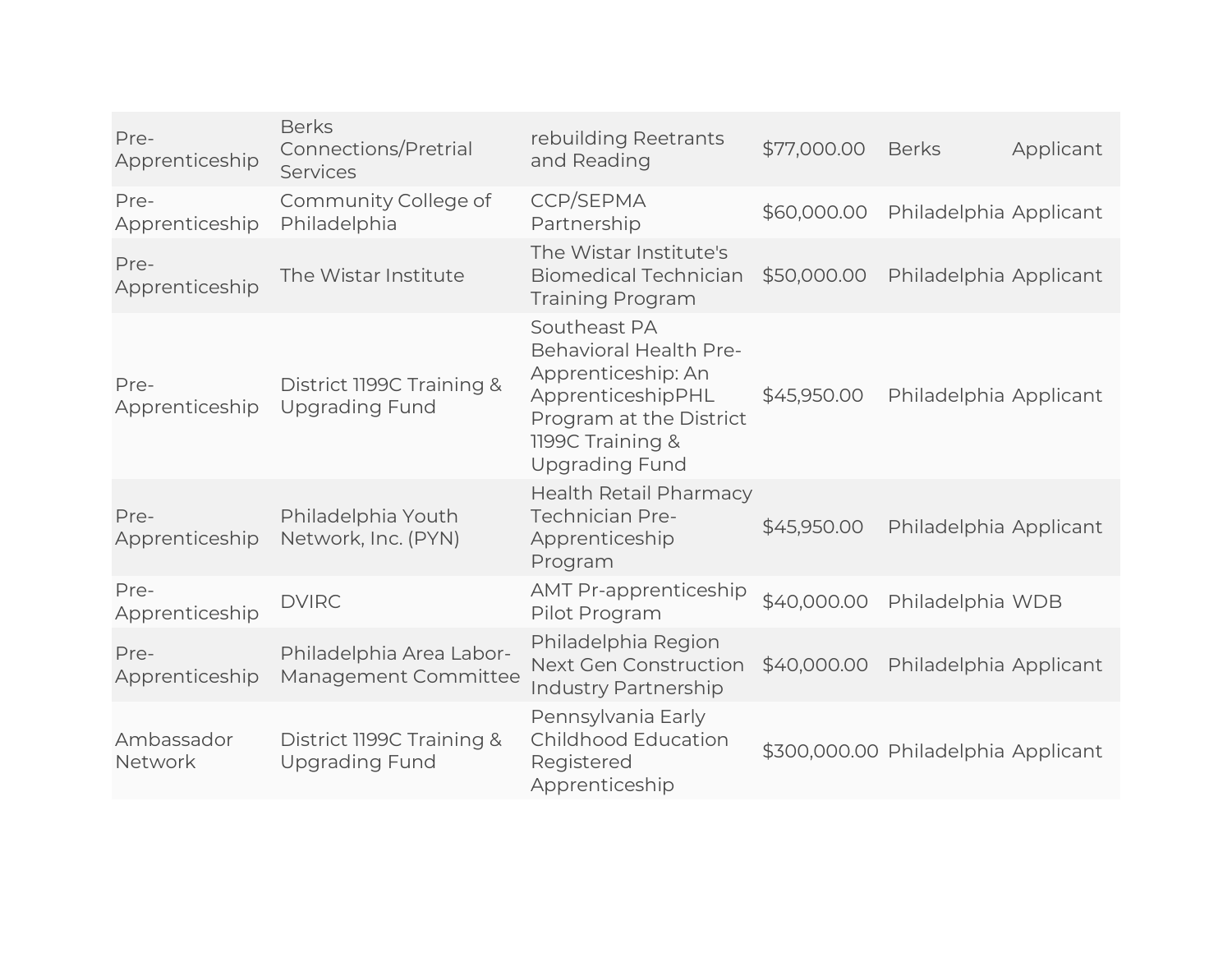| | | | | | |
|---|---|---|---|---|---|
| Pre-Apprenticeship | Berks Connections/Pretrial Services | rebuilding Reetrants and Reading | $77,000.00 | Berks | Applicant |
| Pre-Apprenticeship | Community College of Philadelphia | CCP/SEPMA Partnership | $60,000.00 | Philadelphia | Applicant |
| Pre-Apprenticeship | The Wistar Institute | The Wistar Institute's Biomedical Technician Training Program | $50,000.00 | Philadelphia | Applicant |
| Pre-Apprenticeship | District 1199C Training & Upgrading Fund | Southeast PA Behavioral Health Pre-Apprenticeship: An ApprenticeshipPHL Program at the District 1199C Training & Upgrading Fund | $45,950.00 | Philadelphia | Applicant |
| Pre-Apprenticeship | Philadelphia Youth Network, Inc. (PYN) | Health Retail Pharmacy Technician Pre-Apprenticeship Program | $45,950.00 | Philadelphia | Applicant |
| Pre-Apprenticeship | DVIRC | AMT Pr-apprenticeship Pilot Program | $40,000.00 | Philadelphia | WDB |
| Pre-Apprenticeship | Philadelphia Area Labor-Management Committee | Philadelphia Region Next Gen Construction Industry Partnership | $40,000.00 | Philadelphia | Applicant |
| Ambassador Network | District 1199C Training & Upgrading Fund | Pennsylvania Early Childhood Education Registered Apprenticeship | $300,000.00 | Philadelphia | Applicant |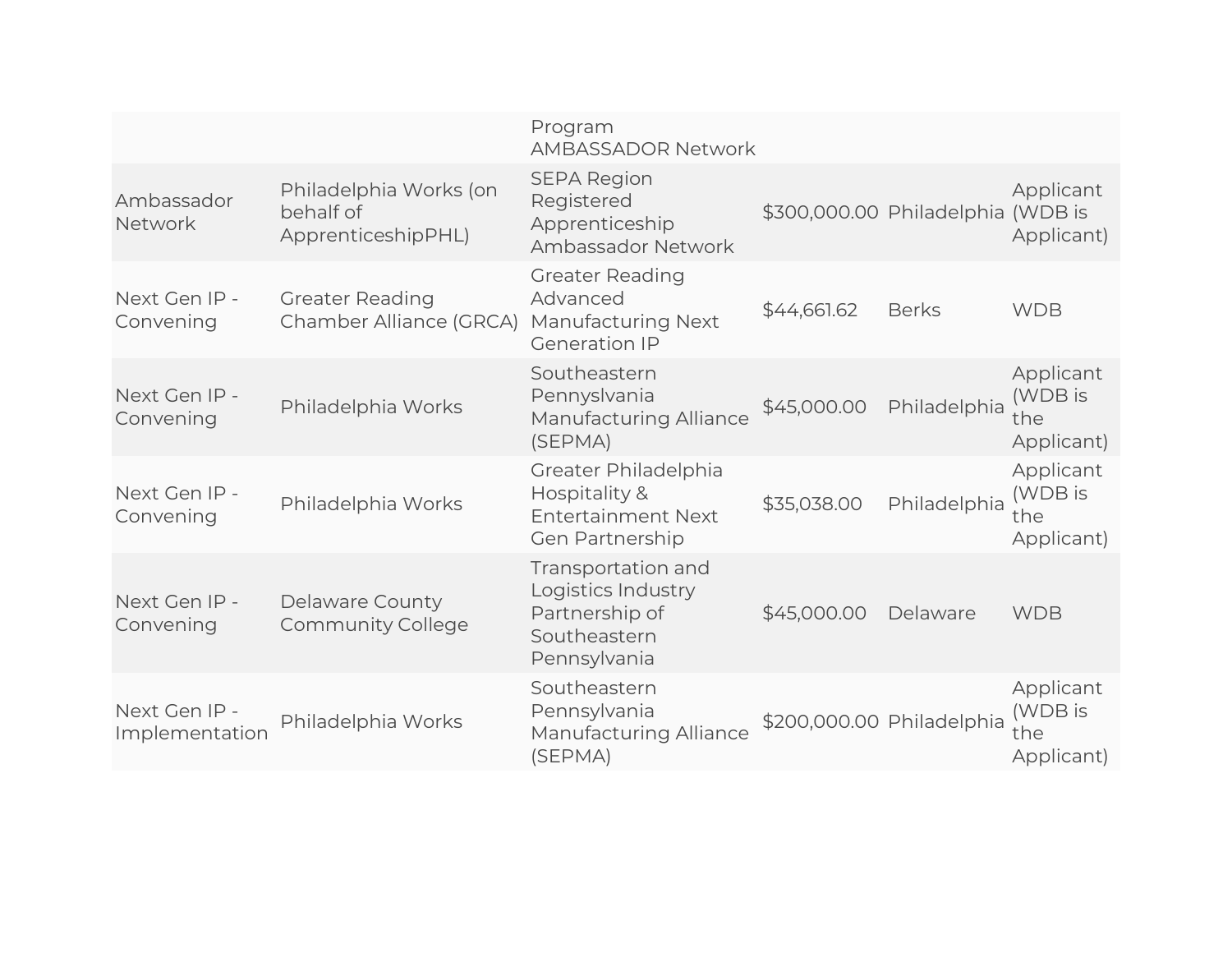| | | Program AMBASSADOR Network | | | |
|---|---|---|---|---|---|
| Ambassador Network | Philadelphia Works (on behalf of ApprenticeshipPHL) | SEPA Region Registered Apprenticeship Ambassador Network | $300,000.00 | Philadelphia | Applicant (WDB is Applicant) |
| Next Gen IP - Convening | Greater Reading Chamber Alliance (GRCA) | Greater Reading Advanced Manufacturing Next Generation IP | $44,661.62 | Berks | WDB |
| Next Gen IP - Convening | Philadelphia Works | Southeastern Pennysl­vania Manufacturing Alliance (SEPMA) | $45,000.00 | Philadelphia | Applicant (WDB is the Applicant) |
| Next Gen IP - Convening | Philadelphia Works | Greater Philadelphia Hospitality & Entertainment Next Gen Partnership | $35,038.00 | Philadelphia | Applicant (WDB is the Applicant) |
| Next Gen IP - Convening | Delaware County Community College | Transportation and Logistics Industry Partnership of Southeastern Pennsylvania | $45,000.00 | Delaware | WDB |
| Next Gen IP - Implementation | Philadelphia Works | Southeastern Pennsylvania Manufacturing Alliance (SEPMA) | $200,000.00 | Philadelphia | Applicant (WDB is the Applicant) |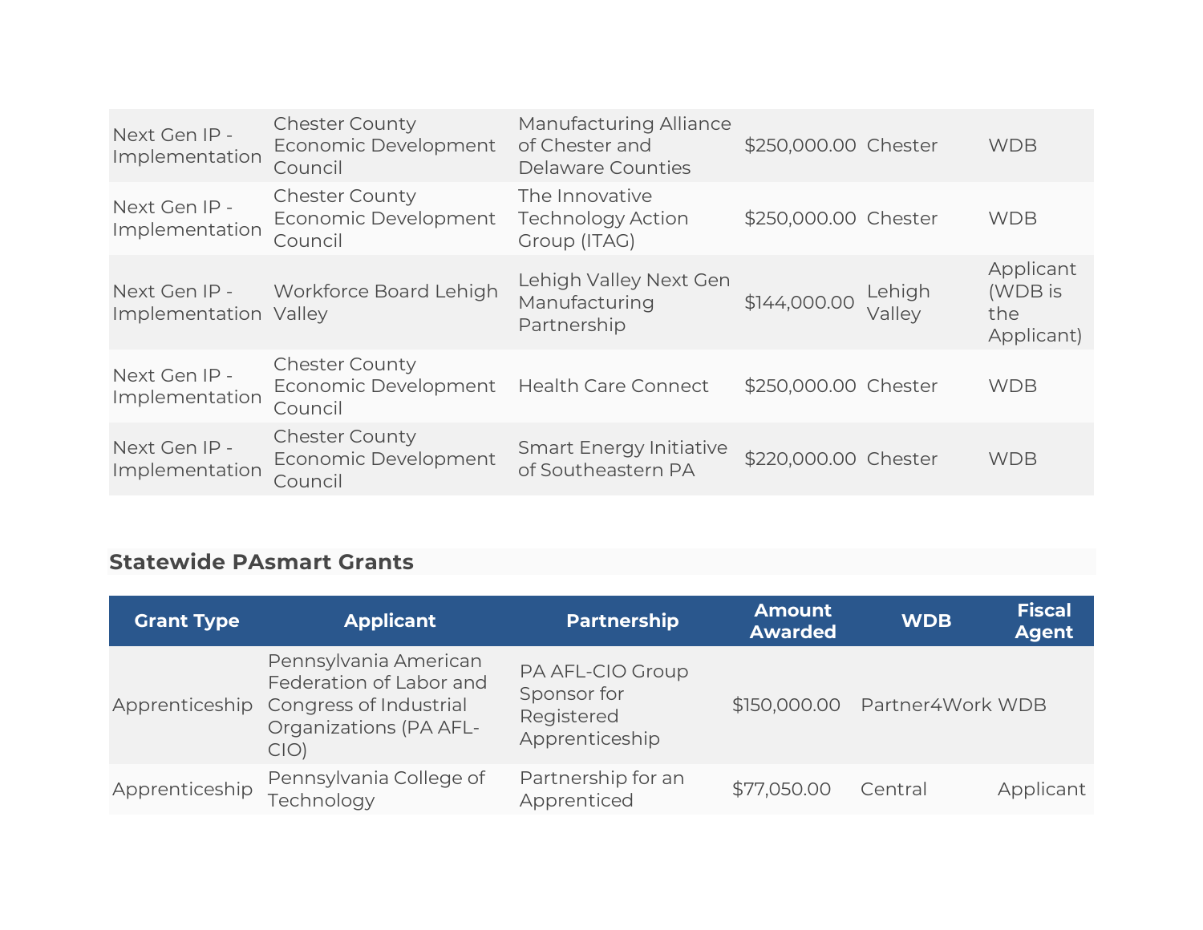| | | | | | |
|---|---|---|---|---|---|
| Next Gen IP - Implementation | Chester County Economic Development Council | Manufacturing Alliance of Chester and Delaware Counties | $250,000.00 | Chester | WDB |
| Next Gen IP - Implementation | Chester County Economic Development Council | The Innovative Technology Action Group (ITAG) | $250,000.00 | Chester | WDB |
| Next Gen IP - Implementation | Workforce Board Lehigh Valley | Lehigh Valley Next Gen Manufacturing Partnership | $144,000.00 | Lehigh Valley | Applicant (WDB is the Applicant) |
| Next Gen IP - Implementation | Chester County Economic Development Council | Health Care Connect | $250,000.00 | Chester | WDB |
| Next Gen IP - Implementation | Chester County Economic Development Council | Smart Energy Initiative of Southeastern PA | $220,000.00 | Chester | WDB |

## Statewide PAsmart Grants

| Grant Type | Applicant | Partnership | Amount Awarded | WDB | Fiscal Agent |
|---|---|---|---|---|---|
| Apprenticeship | Pennsylvania American Federation of Labor and Congress of Industrial Organizations (PA AFL-CIO) | PA AFL-CIO Group Sponsor for Registered Apprenticeship | $150,000.00 | Partner4Work | WDB |
| Apprenticeship | Pennsylvania College of Technology | Partnership for an Apprenticed | $77,050.00 | Central | Applicant |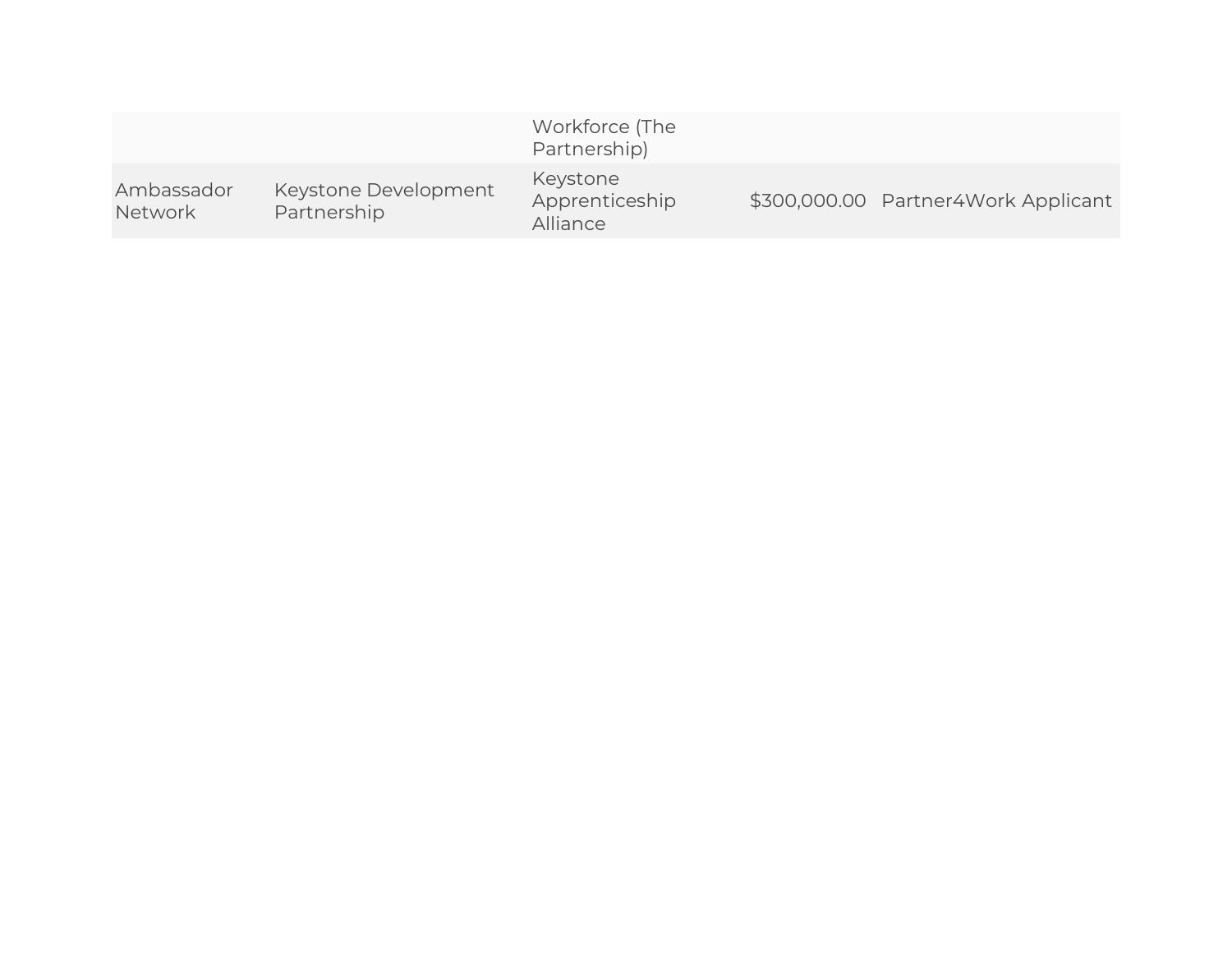| | | | | |
|---|---|---|---|---|
| | | Workforce (The Partnership) | | |
| Ambassador Network | Keystone Development Partnership | Keystone Apprenticeship Alliance | $300,000.00 | Partner4Work Applicant |